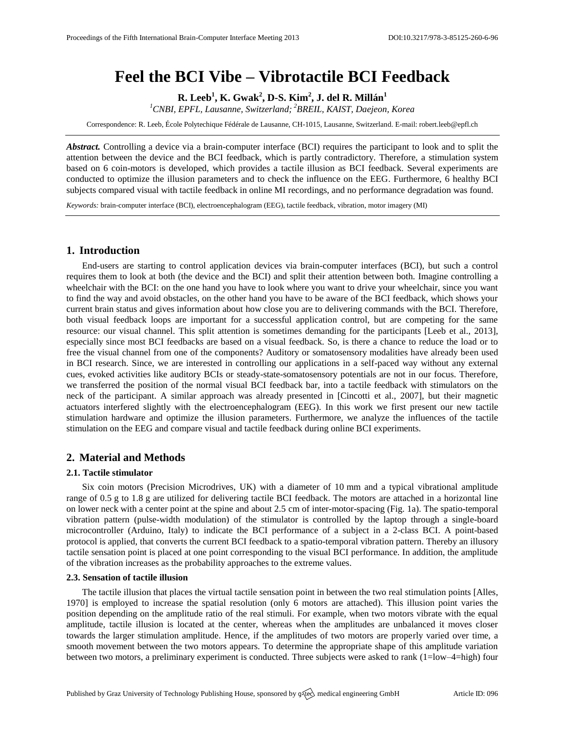# Feel the BCI Vibe – Vibrotactile BCI Feedback

**R. Leeb[1], K. Gwak[2], D-S. Kim[2], J. del R. Millán[1]**

[1]*CNBI, EPFL, Lausanne, Switzerland;* [2]*BREIL, KAIST, Daejeon, Korea*

Correspondence: R. Leeb, École Polytechique Fédérale de Lausanne, CH-1015, Lausanne, Switzerland. E-mail: robert.leeb@epfl.ch

***Abstract.*** Controlling a device via a brain-computer interface (BCI) requires the participant to look and to split the attention between the device and the BCI feedback, which is partly contradictory. Therefore, a stimulation system based on 6 coin-motors is developed, which provides a tactile illusion as BCI feedback. Several experiments are conducted to optimize the illusion parameters and to check the influence on the EEG. Furthermore, 6 healthy BCI subjects compared visual with tactile feedback in online MI recordings, and no performance degradation was found.

*Keywords:* brain-computer interface (BCI), electroencephalogram (EEG), tactile feedback, vibration, motor imagery (MI)

## 1. Introduction

End-users are starting to control application devices via brain-computer interfaces (BCI), but such a control requires them to look at both (the device and the BCI) and split their attention between both. Imagine controlling a wheelchair with the BCI: on the one hand you have to look where you want to drive your wheelchair, since you want to find the way and avoid obstacles, on the other hand you have to be aware of the BCI feedback, which shows your current brain status and gives information about how close you are to delivering commands with the BCI. Therefore, both visual feedback loops are important for a successful application control, but are competing for the same resource: our visual channel. This split attention is sometimes demanding for the participants [Leeb et al., 2013], especially since most BCI feedbacks are based on a visual feedback. So, is there a chance to reduce the load or to free the visual channel from one of the components? Auditory or somatosensory modalities have already been used in BCI research. Since, we are interested in controlling our applications in a self-paced way without any external cues, evoked activities like auditory BCIs or steady-state-somatosensory potentials are not in our focus. Therefore, we transferred the position of the normal visual BCI feedback bar, into a tactile feedback with stimulators on the neck of the participant. A similar approach was already presented in [Cincotti et al., 2007], but their magnetic actuators interfered slightly with the electroencephalogram (EEG). In this work we first present our new tactile stimulation hardware and optimize the illusion parameters. Furthermore, we analyze the influences of the tactile stimulation on the EEG and compare visual and tactile feedback during online BCI experiments.

## 2. Material and Methods

### 2.1. Tactile stimulator

Six coin motors (Precision Microdrives, UK) with a diameter of 10 mm and a typical vibrational amplitude range of 0.5 g to 1.8 g are utilized for delivering tactile BCI feedback. The motors are attached in a horizontal line on lower neck with a center point at the spine and about 2.5 cm of inter-motor-spacing (Fig. 1a). The spatio-temporal vibration pattern (pulse-width modulation) of the stimulator is controlled by the laptop through a single-board microcontroller (Arduino, Italy) to indicate the BCI performance of a subject in a 2-class BCI. A point-based protocol is applied, that converts the current BCI feedback to a spatio-temporal vibration pattern. Thereby an illusory tactile sensation point is placed at one point corresponding to the visual BCI performance. In addition, the amplitude of the vibration increases as the probability approaches to the extreme values.

### 2.3. Sensation of tactile illusion

The tactile illusion that places the virtual tactile sensation point in between the two real stimulation points [Alles, 1970] is employed to increase the spatial resolution (only 6 motors are attached). This illusion point varies the position depending on the amplitude ratio of the real stimuli. For example, when two motors vibrate with the equal amplitude, tactile illusion is located at the center, whereas when the amplitudes are unbalanced it moves closer towards the larger stimulation amplitude. Hence, if the amplitudes of two motors are properly varied over time, a smooth movement between the two motors appears. To determine the appropriate shape of this amplitude variation between two motors, a preliminary experiment is conducted. Three subjects were asked to rank (1=low–4=high) four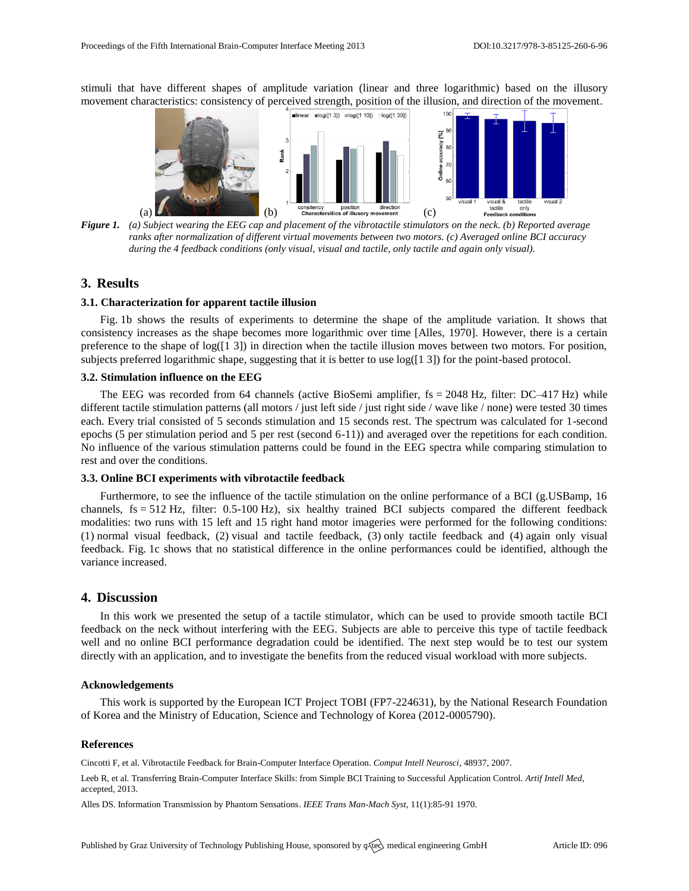stimuli that have different shapes of amplitude variation (linear and three logarithmic) based on the illusory movement characteristics: consistency of perceived strength, position of the illusion, and direction of the movement.

(a)

(b)

linear log([1 3]) log([1 10]) log([1 30])

Rank

consitency position direction

Charactersitics of illusory movement

(c)

Online accuracy [%]

visual 1 visual & tactile tactile only visual 2

Feedback conditions

***Figure 1.*** *(a) Subject wearing the EEG cap and placement of the vibrotactile stimulators on the neck. (b) Reported average ranks after normalization of different virtual movements between two motors. (c) Averaged online BCI accuracy during the 4 feedback conditions (only visual, visual and tactile, only tactile and again only visual).*

## 3. Results

### 3.1. Characterization for apparent tactile illusion

Fig. 1b shows the results of experiments to determine the shape of the amplitude variation. It shows that consistency increases as the shape becomes more logarithmic over time [Alles, 1970]. However, there is a certain preference to the shape of log([1 3]) in direction when the tactile illusion moves between two motors. For position, subjects preferred logarithmic shape, suggesting that it is better to use log([1 3]) for the point-based protocol.

### 3.2. Stimulation influence on the EEG

The EEG was recorded from 64 channels (active BioSemi amplifier, fs = 2048 Hz, filter: DC–417 Hz) while different tactile stimulation patterns (all motors / just left side / just right side / wave like / none) were tested 30 times each. Every trial consisted of 5 seconds stimulation and 15 seconds rest. The spectrum was calculated for 1-second epochs (5 per stimulation period and 5 per rest (second 6-11)) and averaged over the repetitions for each condition. No influence of the various stimulation patterns could be found in the EEG spectra while comparing stimulation to rest and over the conditions.

### 3.3. Online BCI experiments with vibrotactile feedback

Furthermore, to see the influence of the tactile stimulation on the online performance of a BCI (g.USBamp, 16 channels, fs = 512 Hz, filter: 0.5-100 Hz), six healthy trained BCI subjects compared the different feedback modalities: two runs with 15 left and 15 right hand motor imageries were performed for the following conditions: (1) normal visual feedback, (2) visual and tactile feedback, (3) only tactile feedback and (4) again only visual feedback. Fig. 1c shows that no statistical difference in the online performances could be identified, although the variance increased.

## 4. Discussion

In this work we presented the setup of a tactile stimulator, which can be used to provide smooth tactile BCI feedback on the neck without interfering with the EEG. Subjects are able to perceive this type of tactile feedback well and no online BCI performance degradation could be identified. The next step would be to test our system directly with an application, and to investigate the benefits from the reduced visual workload with more subjects.

### Acknowledgements

This work is supported by the European ICT Project TOBI (FP7-224631), by the National Research Foundation of Korea and the Ministry of Education, Science and Technology of Korea (2012-0005790).

### References

Cincotti F, et al. Vibrotactile Feedback for Brain-Computer Interface Operation. *Comput Intell Neurosci*, 48937, 2007.

Leeb R, et al. Transferring Brain-Computer Interface Skills: from Simple BCI Training to Successful Application Control. *Artif Intell Med*, accepted, 2013.

Alles DS. Information Transmission by Phantom Sensations. *IEEE Trans Man-Mach Syst*, 11(1):85-91 1970.